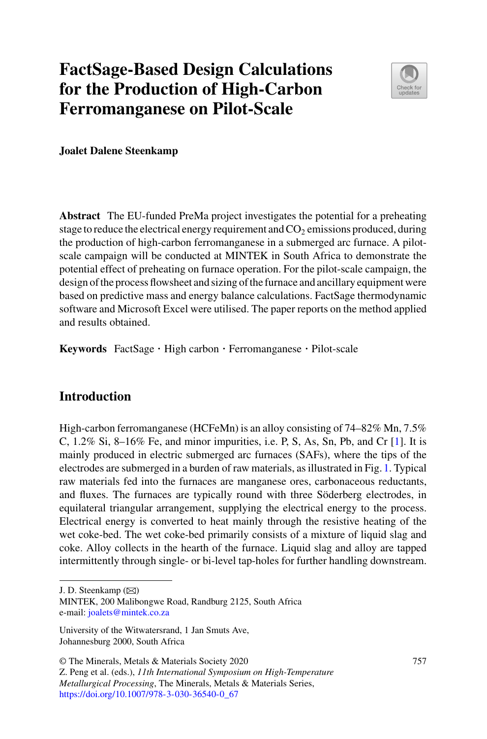# FactSage-Based Design Calculations for the Production of High-Carbon Ferromanganese on Pilot-Scale

**Joalet Dalene Steenkamp**

**Abstract** The EU-funded PreMa project investigates the potential for a preheating stage to reduce the electrical energy requirement and $CO_2$ emissions produced, during the production of high-carbon ferromanganese in a submerged arc furnace. A pilot-scale campaign will be conducted at MINTEK in South Africa to demonstrate the potential effect of preheating on furnace operation. For the pilot-scale campaign, the design of the process flowsheet and sizing of the furnace and ancillary equipment were based on predictive mass and energy balance calculations. FactSage thermodynamic software and Microsoft Excel were utilised. The paper reports on the method applied and results obtained.

**Keywords** FactSage · High carbon · Ferromanganese · Pilot-scale

## Introduction

High-carbon ferromanganese (HCFeMn) is an alloy consisting of 74–82% Mn, 7.5% C, 1.2% Si, 8–16% Fe, and minor impurities, i.e. P, S, As, Sn, Pb, and Cr [1]. It is mainly produced in electric submerged arc furnaces (SAFs), where the tips of the electrodes are submerged in a burden of raw materials, as illustrated in Fig. 1. Typical raw materials fed into the furnaces are manganese ores, carbonaceous reductants, and fluxes. The furnaces are typically round with three Söderberg electrodes, in equilateral triangular arrangement, supplying the electrical energy to the process. Electrical energy is converted to heat mainly through the resistive heating of the wet coke-bed. The wet coke-bed primarily consists of a mixture of liquid slag and coke. Alloy collects in the hearth of the furnace. Liquid slag and alloy are tapped intermittently through single- or bi-level tap-holes for further handling downstream.

J. D. Steenkamp (✉)
MINTEK, 200 Malibongwe Road, Randburg 2125, South Africa
e-mail: joalets@mintek.co.za

University of the Witwatersrand, 1 Jan Smuts Ave, Johannesburg 2000, South Africa

© The Minerals, Metals & Materials Society 2020
Z. Peng et al. (eds.), *11th International Symposium on High-Temperature Metallurgical Processing*, The Minerals, Metals & Materials Series, https://doi.org/10.1007/978-3-030-36540-0_67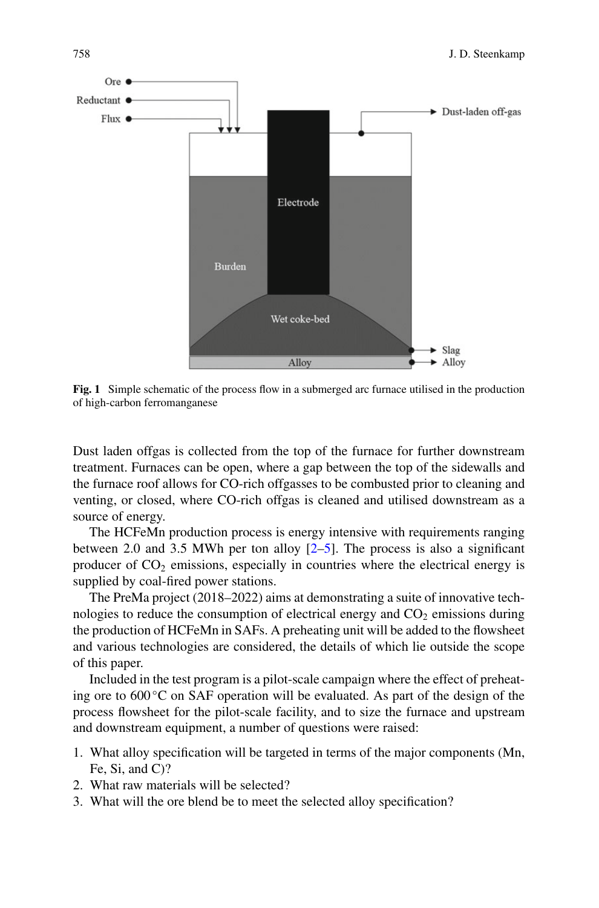**Fig. 1** Simple schematic of the process flow in a submerged arc furnace utilised in the production of high-carbon ferromanganese

Dust laden offgas is collected from the top of the furnace for further downstream treatment. Furnaces can be open, where a gap between the top of the sidewalls and the furnace roof allows for CO-rich offgasses to be combusted prior to cleaning and venting, or closed, where CO-rich offgas is cleaned and utilised downstream as a source of energy.

The HCFeMn production process is energy intensive with requirements ranging between 2.0 and 3.5 MWh per ton alloy [2–5]. The process is also a significant producer of $CO_2$ emissions, especially in countries where the electrical energy is supplied by coal-fired power stations.

The PreMa project (2018–2022) aims at demonstrating a suite of innovative technologies to reduce the consumption of electrical energy and $CO_2$ emissions during the production of HCFeMn in SAFs. A preheating unit will be added to the flowsheet and various technologies are considered, the details of which lie outside the scope of this paper.

Included in the test program is a pilot-scale campaign where the effect of preheating ore to 600 °C on SAF operation will be evaluated. As part of the design of the process flowsheet for the pilot-scale facility, and to size the furnace and upstream and downstream equipment, a number of questions were raised:

1. What alloy specification will be targeted in terms of the major components (Mn, Fe, Si, and C)?
2. What raw materials will be selected?
3. What will the ore blend be to meet the selected alloy specification?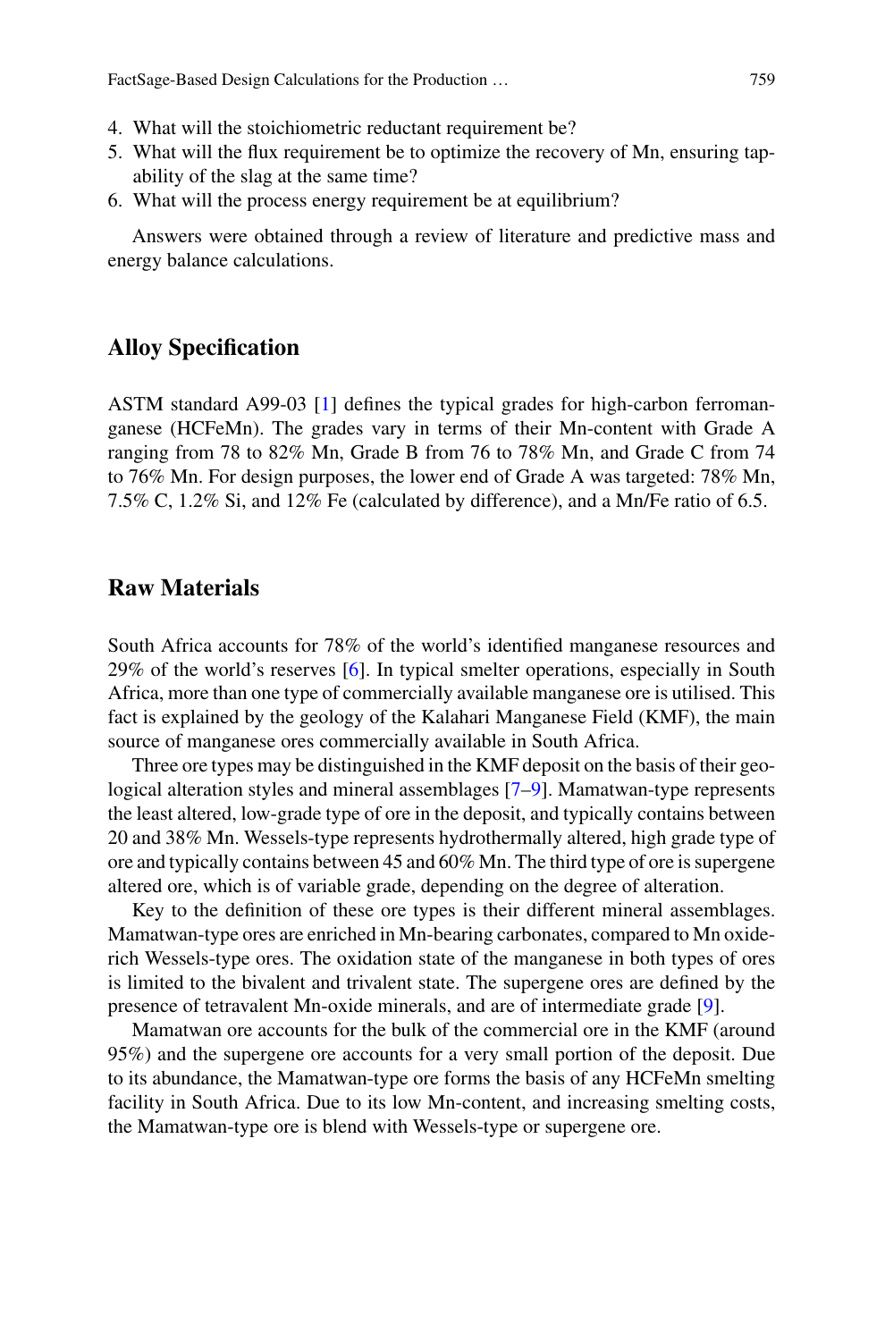4. What will the stoichiometric reductant requirement be?
5. What will the flux requirement be to optimize the recovery of Mn, ensuring tapability of the slag at the same time?
6. What will the process energy requirement be at equilibrium?

Answers were obtained through a review of literature and predictive mass and energy balance calculations.

## Alloy Specification

ASTM standard A99-03 [1] defines the typical grades for high-carbon ferromanganese (HCFeMn). The grades vary in terms of their Mn-content with Grade A ranging from 78 to 82% Mn, Grade B from 76 to 78% Mn, and Grade C from 74 to 76% Mn. For design purposes, the lower end of Grade A was targeted: 78% Mn, 7.5% C, 1.2% Si, and 12% Fe (calculated by difference), and a Mn/Fe ratio of 6.5.

## Raw Materials

South Africa accounts for 78% of the world's identified manganese resources and 29% of the world's reserves [6]. In typical smelter operations, especially in South Africa, more than one type of commercially available manganese ore is utilised. This fact is explained by the geology of the Kalahari Manganese Field (KMF), the main source of manganese ores commercially available in South Africa.

Three ore types may be distinguished in the KMF deposit on the basis of their geological alteration styles and mineral assemblages [7–9]. Mamatwan-type represents the least altered, low-grade type of ore in the deposit, and typically contains between 20 and 38% Mn. Wessels-type represents hydrothermally altered, high grade type of ore and typically contains between 45 and 60% Mn. The third type of ore is supergene altered ore, which is of variable grade, depending on the degree of alteration.

Key to the definition of these ore types is their different mineral assemblages. Mamatwan-type ores are enriched in Mn-bearing carbonates, compared to Mn oxide-rich Wessels-type ores. The oxidation state of the manganese in both types of ores is limited to the bivalent and trivalent state. The supergene ores are defined by the presence of tetravalent Mn-oxide minerals, and are of intermediate grade [9].

Mamatwan ore accounts for the bulk of the commercial ore in the KMF (around 95%) and the supergene ore accounts for a very small portion of the deposit. Due to its abundance, the Mamatwan-type ore forms the basis of any HCFeMn smelting facility in South Africa. Due to its low Mn-content, and increasing smelting costs, the Mamatwan-type ore is blend with Wessels-type or supergene ore.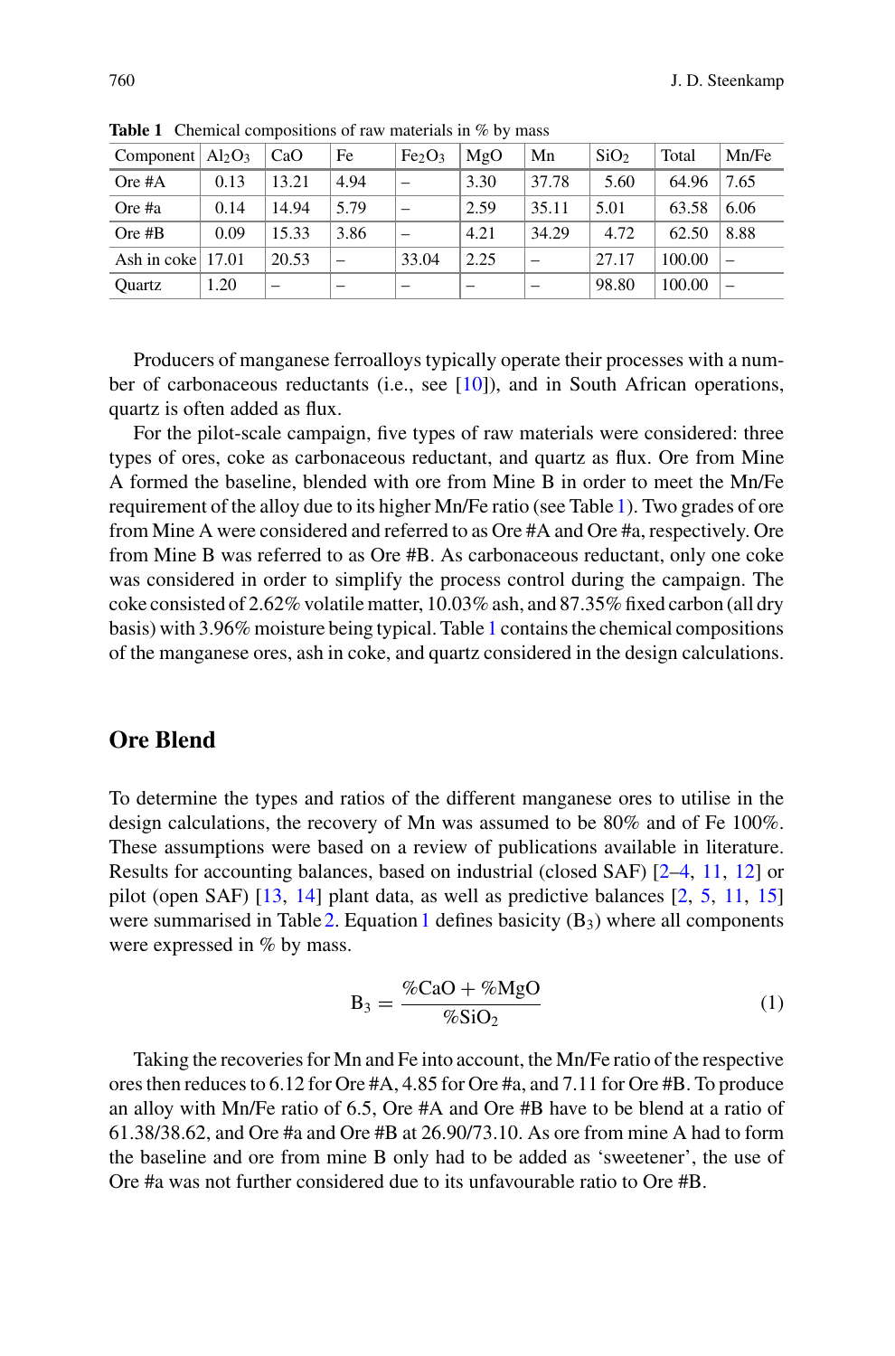**Table 1** Chemical compositions of raw materials in % by mass

| Component | $Al_2O_3$ | CaO | Fe | $Fe_2O_3$ | MgO | Mn | $SiO_2$ | Total | Mn/Fe |
|---|---|---|---|---|---|---|---|---|---|
| Ore #A | 0.13 | 13.21 | 4.94 | – | 3.30 | 37.78 | 5.60 | 64.96 | 7.65 |
| Ore #a | 0.14 | 14.94 | 5.79 | – | 2.59 | 35.11 | 5.01 | 63.58 | 6.06 |
| Ore #B | 0.09 | 15.33 | 3.86 | – | 4.21 | 34.29 | 4.72 | 62.50 | 8.88 |
| Ash in coke | 17.01 | 20.53 | – | 33.04 | 2.25 | – | 27.17 | 100.00 | – |
| Quartz | 1.20 | – | – | – | – | – | 98.80 | 100.00 | – |

Producers of manganese ferroalloys typically operate their processes with a number of carbonaceous reductants (i.e., see [10]), and in South African operations, quartz is often added as flux.

For the pilot-scale campaign, five types of raw materials were considered: three types of ores, coke as carbonaceous reductant, and quartz as flux. Ore from Mine A formed the baseline, blended with ore from Mine B in order to meet the Mn/Fe requirement of the alloy due to its higher Mn/Fe ratio (see Table 1). Two grades of ore from Mine A were considered and referred to as Ore #A and Ore #a, respectively. Ore from Mine B was referred to as Ore #B. As carbonaceous reductant, only one coke was considered in order to simplify the process control during the campaign. The coke consisted of 2.62% volatile matter, 10.03% ash, and 87.35% fixed carbon (all dry basis) with 3.96% moisture being typical. Table 1 contains the chemical compositions of the manganese ores, ash in coke, and quartz considered in the design calculations.

## Ore Blend

To determine the types and ratios of the different manganese ores to utilise in the design calculations, the recovery of Mn was assumed to be 80% and of Fe 100%. These assumptions were based on a review of publications available in literature. Results for accounting balances, based on industrial (closed SAF) [2–4, 11, 12] or pilot (open SAF) [13, 14] plant data, as well as predictive balances [2, 5, 11, 15] were summarised in Table 2. Equation 1 defines basicity ($B_3$) where all components were expressed in % by mass.

$$B_3 = \frac{\%CaO + \%MgO}{\%SiO_2} \tag{1}$$

Taking the recoveries for Mn and Fe into account, the Mn/Fe ratio of the respective ores then reduces to 6.12 for Ore #A, 4.85 for Ore #a, and 7.11 for Ore #B. To produce an alloy with Mn/Fe ratio of 6.5, Ore #A and Ore #B have to be blend at a ratio of 61.38/38.62, and Ore #a and Ore #B at 26.90/73.10. As ore from mine A had to form the baseline and ore from mine B only had to be added as 'sweetener', the use of Ore #a was not further considered due to its unfavourable ratio to Ore #B.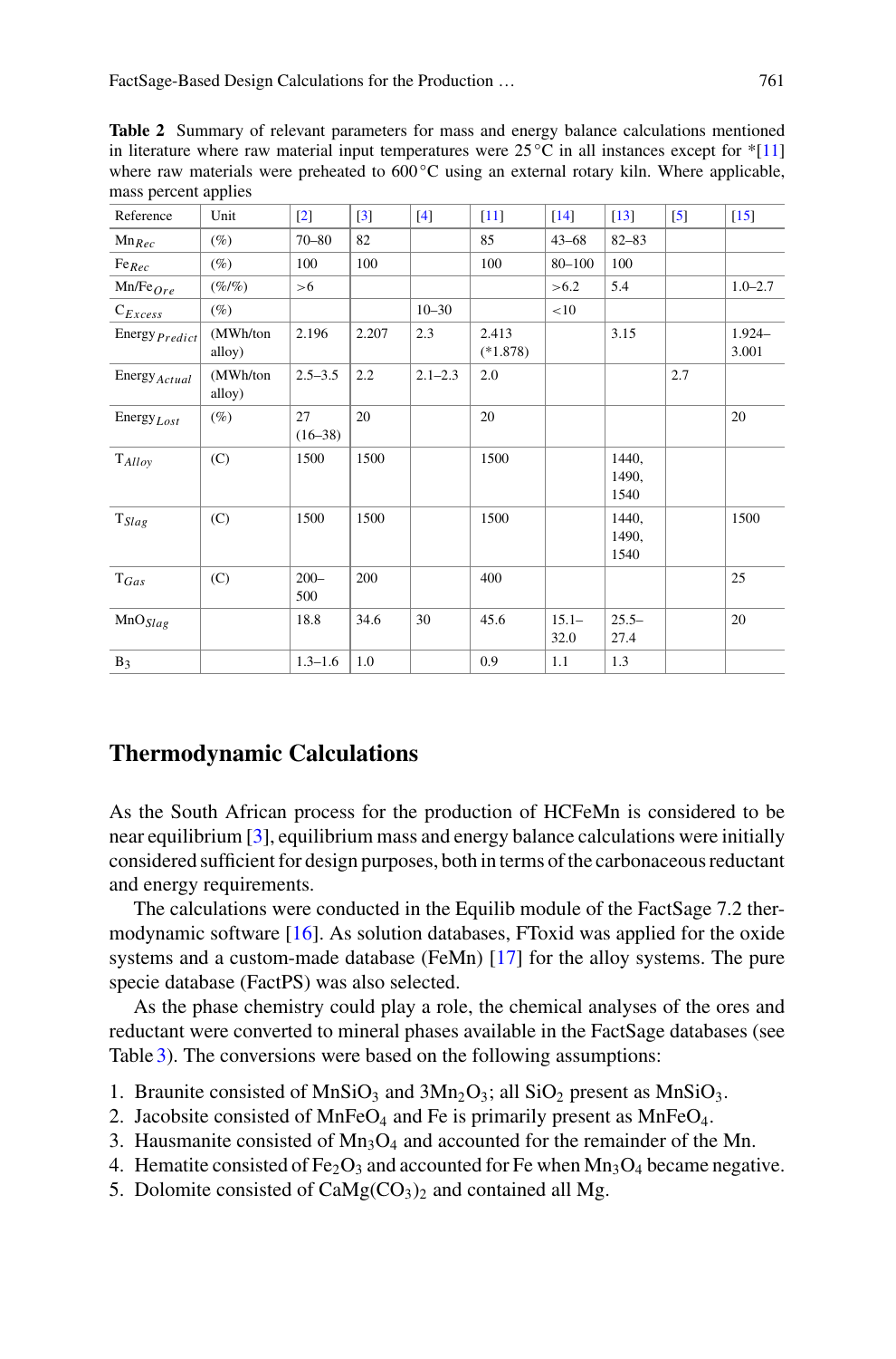**Table 2** Summary of relevant parameters for mass and energy balance calculations mentioned in literature where raw material input temperatures were 25 °C in all instances except for *[11] where raw materials were preheated to 600 °C using an external rotary kiln. Where applicable, mass percent applies

| Reference | Unit | [2] | [3] | [4] | [11] | [14] | [13] | [5] | [15] |
|---|---|---|---|---|---|---|---|---|---|
| $Mn_{Rec}$ | (%) | 70–80 | 82 | | 85 | 43–68 | 82–83 | | |
| $Fe_{Rec}$ | (%) | 100 | 100 | | 100 | 80–100 | 100 | | |
| $Mn/Fe_{Ore}$ | (%/%) | >6 | | | | >6.2 | 5.4 | | 1.0–2.7 |
| $C_{Excess}$ | (%) | | | 10–30 | | <10 | | | |
| $Energy_{Predict}$ | (MWh/ton alloy) | 2.196 | 2.207 | 2.3 | 2.413 (*1.878) | | 3.15 | | 1.924–3.001 |
| $Energy_{Actual}$ | (MWh/ton alloy) | 2.5–3.5 | 2.2 | 2.1–2.3 | 2.0 | | | 2.7 | |
| $Energy_{Lost}$ | (%) | 27 (16–38) | 20 | | 20 | | | | 20 |
| $T_{Alloy}$ | (C) | 1500 | 1500 | | 1500 | | 1440, 1490, 1540 | | |
| $T_{Slag}$ | (C) | 1500 | 1500 | | 1500 | | 1440, 1490, 1540 | | 1500 |
| $T_{Gas}$ | (C) | 200–500 | 200 | | 400 | | | | 25 |
| $MnO_{Slag}$ | | 18.8 | 34.6 | 30 | 45.6 | 15.1–32.0 | 25.5–27.4 | | 20 |
| $B_3$ | | 1.3–1.6 | 1.0 | | 0.9 | 1.1 | 1.3 | | |

## Thermodynamic Calculations

As the South African process for the production of HCFeMn is considered to be near equilibrium [3], equilibrium mass and energy balance calculations were initially considered sufficient for design purposes, both in terms of the carbonaceous reductant and energy requirements.

The calculations were conducted in the Equilib module of the FactSage 7.2 thermodynamic software [16]. As solution databases, FToxid was applied for the oxide systems and a custom-made database (FeMn) [17] for the alloy systems. The pure specie database (FactPS) was also selected.

As the phase chemistry could play a role, the chemical analyses of the ores and reductant were converted to mineral phases available in the FactSage databases (see Table 3). The conversions were based on the following assumptions:

1. Braunite consisted of $MnSiO_3$ and $3Mn_2O_3$; all $SiO_2$ present as $MnSiO_3$.
2. Jacobsite consisted of $MnFeO_4$ and Fe is primarily present as $MnFeO_4$.
3. Hausmanite consisted of $Mn_3O_4$ and accounted for the remainder of the Mn.
4. Hematite consisted of $Fe_2O_3$ and accounted for Fe when $Mn_3O_4$ became negative.
5. Dolomite consisted of $CaMg(CO_3)_2$ and contained all Mg.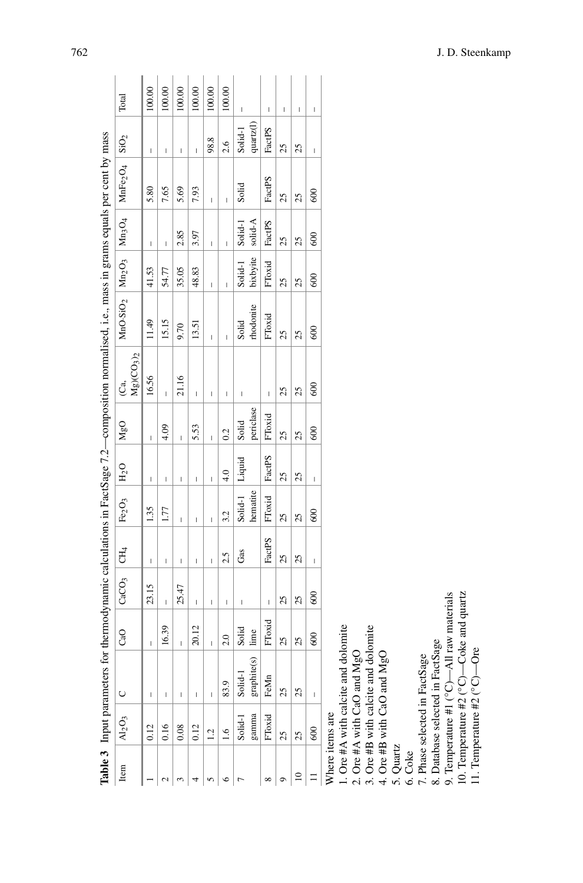**Table 3** Input parameters for thermodynamic calculations in FactSage 7.2—composition normalised, i.e., mass in grams equals per cent by mass

| Item | $Al_2O_3$ | C | CaO | $CaCO_3$ | $CH_4$ | $Fe_2O_3$ | $H_2O$ | MgO | (Ca, Mg)$(CO_3)_2$ | $MnO{\cdot}SiO_2$ | $Mn_2O_3$ | $Mn_3O_4$ | $MnFe_2O_4$ | $SiO_2$ | Total |
|---|---|---|---|---|---|---|---|---|---|---|---|---|---|---|---|
| 1 | 0.12 | – | – | 23.15 | – | 1.35 | – | – | 16.56 | 11.49 | 41.53 | – | 5.80 | – | 100.00 |
| 2 | 0.16 | – | 16.39 | – | – | 1.77 | – | 4.09 | – | 15.15 | 54.77 | – | 7.65 | – | 100.00 |
| 3 | 0.08 | – | – | 25.47 | – | – | – | – | 21.16 | 9.70 | 35.05 | 2.85 | 5.69 | – | 100.00 |
| 4 | 0.12 | – | 20.12 | – | – | – | – | 5.53 | – | 13.51 | 48.83 | 3.97 | 7.93 | – | 100.00 |
| 5 | 1.2 | – | – | – | – | – | – | – | – | – | – | – | – | 98.8 | 100.00 |
| 6 | 1.6 | 83.9 | 2.0 | – | 2.5 | 3.2 | 4.0 | 0.2 | – | – | – | – | – | 2.6 | 100.00 |
| 7 | Solid-1 gamma | Solid-1 graphite(s) | Solid lime | – | Gas | Solid-1 hematite | Liquid | Solid periclase | – | Solid rhodonite | Solid-1 bixbyite | Solid-1 solid-A | Solid | Solid-1 quartz(l) | – |
| 8 | FToxid | FeMn | FToxid | – | FactPS | FToxid | FactPS | FToxid | – | FToxid | FToxid | FactPS | FactPS | FactPS | – |
| 9 | 25 | 25 | 25 | 25 | 25 | 25 | 25 | 25 | 25 | 25 | 25 | 25 | 25 | 25 | – |
| 10 | 25 | 25 | 25 | 25 | 25 | 25 | 25 | 25 | 25 | 25 | 25 | 25 | 25 | 25 | – |
| 11 | 600 | – | 600 | 600 | – | 600 | – | 600 | 600 | 600 | 600 | 600 | 600 | – | – |

Where items are
1. Ore #A with calcite and dolomite
2. Ore #A with CaO and MgO
3. Ore #B with calcite and dolomite
4. Ore #B with CaO and MgO
5. Quartz
6. Coke
7. Phase selected in FactSage
8. Database selected in FactSage
9. Temperature #1 (°C)—All raw materials
10. Temperature #2 (°C)—Coke and quartz
11. Temperature #2 (°C)—Ore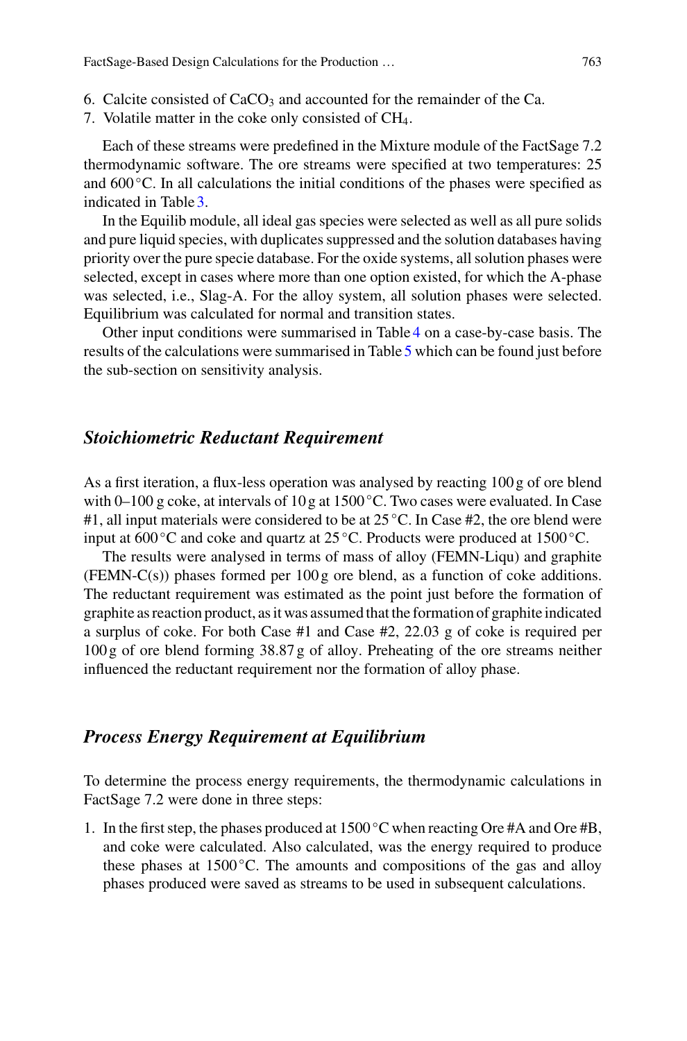6. Calcite consisted of $CaCO_3$ and accounted for the remainder of the Ca.
7. Volatile matter in the coke only consisted of $CH_4$.

Each of these streams were predefined in the Mixture module of the FactSage 7.2 thermodynamic software. The ore streams were specified at two temperatures: 25 and 600 °C. In all calculations the initial conditions of the phases were specified as indicated in Table 3.

In the Equilib module, all ideal gas species were selected as well as all pure solids and pure liquid species, with duplicates suppressed and the solution databases having priority over the pure specie database. For the oxide systems, all solution phases were selected, except in cases where more than one option existed, for which the A-phase was selected, i.e., Slag-A. For the alloy system, all solution phases were selected. Equilibrium was calculated for normal and transition states.

Other input conditions were summarised in Table 4 on a case-by-case basis. The results of the calculations were summarised in Table 5 which can be found just before the sub-section on sensitivity analysis.

### *Stoichiometric Reductant Requirement*

As a first iteration, a flux-less operation was analysed by reacting 100 g of ore blend with 0–100 g coke, at intervals of 10 g at 1500 °C. Two cases were evaluated. In Case #1, all input materials were considered to be at 25 °C. In Case #2, the ore blend were input at 600 °C and coke and quartz at 25 °C. Products were produced at 1500 °C.

The results were analysed in terms of mass of alloy (FEMN-Liqu) and graphite (FEMN-C(s)) phases formed per 100 g ore blend, as a function of coke additions. The reductant requirement was estimated as the point just before the formation of graphite as reaction product, as it was assumed that the formation of graphite indicated a surplus of coke. For both Case #1 and Case #2, 22.03 g of coke is required per 100 g of ore blend forming 38.87 g of alloy. Preheating of the ore streams neither influenced the reductant requirement nor the formation of alloy phase.

### *Process Energy Requirement at Equilibrium*

To determine the process energy requirements, the thermodynamic calculations in FactSage 7.2 were done in three steps:

1. In the first step, the phases produced at 1500 °C when reacting Ore #A and Ore #B, and coke were calculated. Also calculated, was the energy required to produce these phases at 1500 °C. The amounts and compositions of the gas and alloy phases produced were saved as streams to be used in subsequent calculations.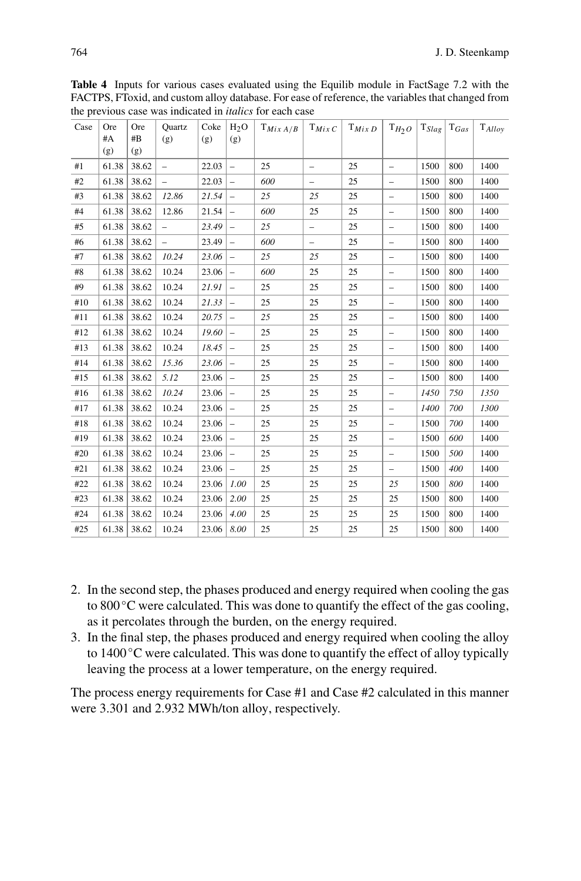**Table 4** Inputs for various cases evaluated using the Equilib module in FactSage 7.2 with the FACTPS, FToxid, and custom alloy database. For ease of reference, the variables that changed from the previous case was indicated in *italics* for each case

| Case | Ore #A (g) | Ore #B (g) | Quartz (g) | Coke (g) | $H_2O$ (g) | $T_{Mix\,A/B}$ | $T_{Mix\,C}$ | $T_{Mix\,D}$ | $T_{H_2O}$ | $T_{Slag}$ | $T_{Gas}$ | $T_{Alloy}$ |
|---|---|---|---|---|---|---|---|---|---|---|---|---|
| #1 | 61.38 | 38.62 | – | 22.03 | – | 25 | – | 25 | – | 1500 | 800 | 1400 |
| #2 | 61.38 | 38.62 | – | 22.03 | – | *600* | – | 25 | – | 1500 | 800 | 1400 |
| #3 | 61.38 | 38.62 | *12.86* | *21.54* | – | *25* | *25* | 25 | – | 1500 | 800 | 1400 |
| #4 | 61.38 | 38.62 | 12.86 | 21.54 | – | *600* | 25 | 25 | – | 1500 | 800 | 1400 |
| #5 | 61.38 | 38.62 | – | *23.49* | – | *25* | – | 25 | – | 1500 | 800 | 1400 |
| #6 | 61.38 | 38.62 | – | 23.49 | – | *600* | – | 25 | – | 1500 | 800 | 1400 |
| #7 | 61.38 | 38.62 | *10.24* | *23.06* | – | *25* | *25* | 25 | – | 1500 | 800 | 1400 |
| #8 | 61.38 | 38.62 | 10.24 | 23.06 | – | *600* | 25 | 25 | – | 1500 | 800 | 1400 |
| #9 | 61.38 | 38.62 | 10.24 | *21.91* | – | 25 | 25 | 25 | – | 1500 | 800 | 1400 |
| #10 | 61.38 | 38.62 | 10.24 | *21.33* | – | 25 | 25 | 25 | – | 1500 | 800 | 1400 |
| #11 | 61.38 | 38.62 | 10.24 | *20.75* | – | 25 | 25 | 25 | – | 1500 | 800 | 1400 |
| #12 | 61.38 | 38.62 | 10.24 | *19.60* | – | 25 | 25 | 25 | – | 1500 | 800 | 1400 |
| #13 | 61.38 | 38.62 | 10.24 | *18.45* | – | 25 | 25 | 25 | – | 1500 | 800 | 1400 |
| #14 | 61.38 | 38.62 | *15.36* | *23.06* | – | 25 | 25 | 25 | – | 1500 | 800 | 1400 |
| #15 | 61.38 | 38.62 | *5.12* | 23.06 | – | 25 | 25 | 25 | – | 1500 | 800 | 1400 |
| #16 | 61.38 | 38.62 | *10.24* | 23.06 | – | 25 | 25 | 25 | – | *1450* | *750* | *1350* |
| #17 | 61.38 | 38.62 | 10.24 | 23.06 | – | 25 | 25 | 25 | – | *1400* | *700* | *1300* |
| #18 | 61.38 | 38.62 | 10.24 | 23.06 | – | 25 | 25 | 25 | – | *1500* | *700* | *1400* |
| #19 | 61.38 | 38.62 | 10.24 | 23.06 | – | 25 | 25 | 25 | – | 1500 | *600* | 1400 |
| #20 | 61.38 | 38.62 | 10.24 | 23.06 | – | 25 | 25 | 25 | – | 1500 | *500* | 1400 |
| #21 | 61.38 | 38.62 | 10.24 | 23.06 | – | 25 | 25 | 25 | – | 1500 | *400* | 1400 |
| #22 | 61.38 | 38.62 | 10.24 | 23.06 | *1.00* | 25 | 25 | 25 | *25* | 1500 | *800* | 1400 |
| #23 | 61.38 | 38.62 | 10.24 | 23.06 | *2.00* | 25 | 25 | 25 | 25 | 1500 | 800 | 1400 |
| #24 | 61.38 | 38.62 | 10.24 | 23.06 | *4.00* | 25 | 25 | 25 | 25 | 1500 | 800 | 1400 |
| #25 | 61.38 | 38.62 | 10.24 | 23.06 | *8.00* | 25 | 25 | 25 | 25 | 1500 | 800 | 1400 |

2. In the second step, the phases produced and energy required when cooling the gas to 800 °C were calculated. This was done to quantify the effect of the gas cooling, as it percolates through the burden, on the energy required.
3. In the final step, the phases produced and energy required when cooling the alloy to 1400 °C were calculated. This was done to quantify the effect of alloy typically leaving the process at a lower temperature, on the energy required.

The process energy requirements for Case #1 and Case #2 calculated in this manner were 3.301 and 2.932 MWh/ton alloy, respectively.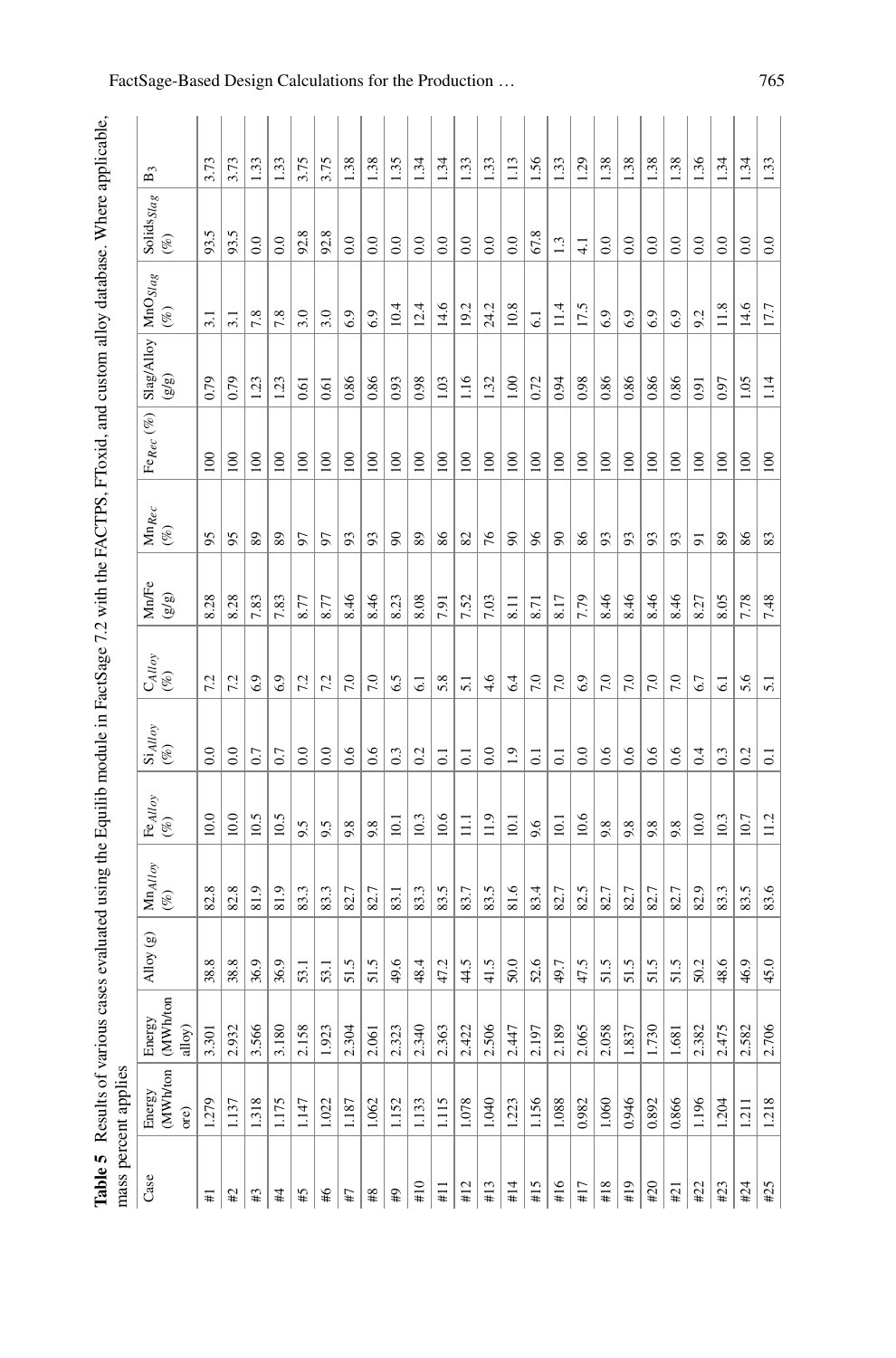**Table 5** Results of various cases evaluated using the Equilib module in FactSage 7.2 with the FACTPS, FToxid, and custom alloy database. Where applicable, mass percent applies

| Case | Energy (MWh/ton ore) | Energy (MWh/ton alloy) | Alloy (g) | $Mn_{Alloy}$ (%) | $Fe_{Alloy}$ (%) | $Si_{Alloy}$ (%) | $C_{Alloy}$ (%) | Mn/Fe (g/g) | $Mn_{Rec}$ (%) | $Fe_{Rec}$ (%) | Slag/Alloy (g/g) | $MnO_{Slag}$ (%) | $Solids_{Slag}$ (%) | $B_3$ |
|---|---|---|---|---|---|---|---|---|---|---|---|---|---|---|
| #1 | 1.279 | 3.301 | 38.8 | 82.8 | 10.0 | 0.0 | 7.2 | 8.28 | 95 | 100 | 0.79 | 3.1 | 93.5 | 3.73 |
| #2 | 1.137 | 2.932 | 38.8 | 82.8 | 10.0 | 0.0 | 7.2 | 8.28 | 95 | 100 | 0.79 | 3.1 | 93.5 | 3.73 |
| #3 | 1.318 | 3.566 | 36.9 | 81.9 | 10.5 | 0.7 | 6.9 | 7.83 | 89 | 100 | 1.23 | 7.8 | 0.0 | 1.33 |
| #4 | 1.175 | 3.180 | 36.9 | 81.9 | 10.5 | 0.7 | 6.9 | 7.83 | 89 | 100 | 1.23 | 7.8 | 0.0 | 1.33 |
| #5 | 1.147 | 2.158 | 53.1 | 83.3 | 9.5 | 0.0 | 7.2 | 8.77 | 97 | 100 | 0.61 | 3.0 | 92.8 | 3.75 |
| #6 | 1.022 | 1.923 | 53.1 | 83.3 | 9.5 | 0.0 | 7.2 | 8.77 | 97 | 100 | 0.61 | 3.0 | 92.8 | 3.75 |
| #7 | 1.187 | 2.304 | 51.5 | 82.7 | 9.8 | 0.6 | 7.0 | 8.46 | 93 | 100 | 0.86 | 6.9 | 0.0 | 1.38 |
| #8 | 1.062 | 2.061 | 51.5 | 82.7 | 9.8 | 0.6 | 7.0 | 8.46 | 93 | 100 | 0.86 | 6.9 | 0.0 | 1.38 |
| #9 | 1.152 | 2.323 | 49.6 | 83.1 | 10.1 | 0.3 | 6.5 | 8.23 | 90 | 100 | 0.93 | 10.4 | 0.0 | 1.35 |
| #10 | 1.133 | 2.340 | 48.4 | 83.3 | 10.3 | 0.2 | 6.1 | 8.08 | 89 | 100 | 0.98 | 12.4 | 0.0 | 1.34 |
| #11 | 1.115 | 2.363 | 47.2 | 83.5 | 10.6 | 0.1 | 5.8 | 7.91 | 86 | 100 | 1.03 | 14.6 | 0.0 | 1.34 |
| #12 | 1.078 | 2.422 | 44.5 | 83.7 | 11.1 | 0.1 | 5.1 | 7.52 | 82 | 100 | 1.16 | 19.2 | 0.0 | 1.33 |
| #13 | 1.040 | 2.506 | 41.5 | 83.5 | 11.9 | 0.0 | 4.6 | 7.03 | 76 | 100 | 1.32 | 24.2 | 0.0 | 1.33 |
| #14 | 1.223 | 2.447 | 50.0 | 81.6 | 10.1 | 1.9 | 6.4 | 8.11 | 90 | 100 | 1.00 | 10.8 | 0.0 | 1.13 |
| #15 | 1.156 | 2.197 | 52.6 | 83.4 | 9.6 | 0.1 | 7.0 | 8.71 | 96 | 100 | 0.72 | 6.1 | 67.8 | 1.56 |
| #16 | 1.088 | 2.189 | 49.7 | 82.7 | 10.1 | 0.1 | 7.0 | 8.17 | 90 | 100 | 0.94 | 11.4 | 1.3 | 1.33 |
| #17 | 0.982 | 2.065 | 47.5 | 82.5 | 10.6 | 0.0 | 6.9 | 7.79 | 86 | 100 | 0.98 | 17.5 | 4.1 | 1.29 |
| #18 | 1.060 | 2.058 | 51.5 | 82.7 | 9.8 | 0.6 | 7.0 | 8.46 | 93 | 100 | 0.86 | 6.9 | 0.0 | 1.38 |
| #19 | 0.946 | 1.837 | 51.5 | 82.7 | 9.8 | 0.6 | 7.0 | 8.46 | 93 | 100 | 0.86 | 6.9 | 0.0 | 1.38 |
| #20 | 0.892 | 1.730 | 51.5 | 82.7 | 9.8 | 0.6 | 7.0 | 8.46 | 93 | 100 | 0.86 | 6.9 | 0.0 | 1.38 |
| #21 | 0.866 | 1.681 | 51.5 | 82.7 | 9.8 | 0.6 | 7.0 | 8.46 | 93 | 100 | 0.86 | 6.9 | 0.0 | 1.38 |
| #22 | 1.196 | 2.382 | 50.2 | 82.9 | 10.0 | 0.4 | 6.7 | 8.27 | 91 | 100 | 0.91 | 9.2 | 0.0 | 1.36 |
| #23 | 1.204 | 2.475 | 48.6 | 83.3 | 10.3 | 0.3 | 6.1 | 8.05 | 89 | 100 | 0.97 | 11.8 | 0.0 | 1.34 |
| #24 | 1.211 | 2.582 | 46.9 | 83.5 | 10.7 | 0.2 | 5.6 | 7.78 | 86 | 100 | 1.05 | 14.6 | 0.0 | 1.34 |
| #25 | 1.218 | 2.706 | 45.0 | 83.6 | 11.2 | 0.1 | 5.1 | 7.48 | 83 | 100 | 1.14 | 17.7 | 0.0 | 1.33 |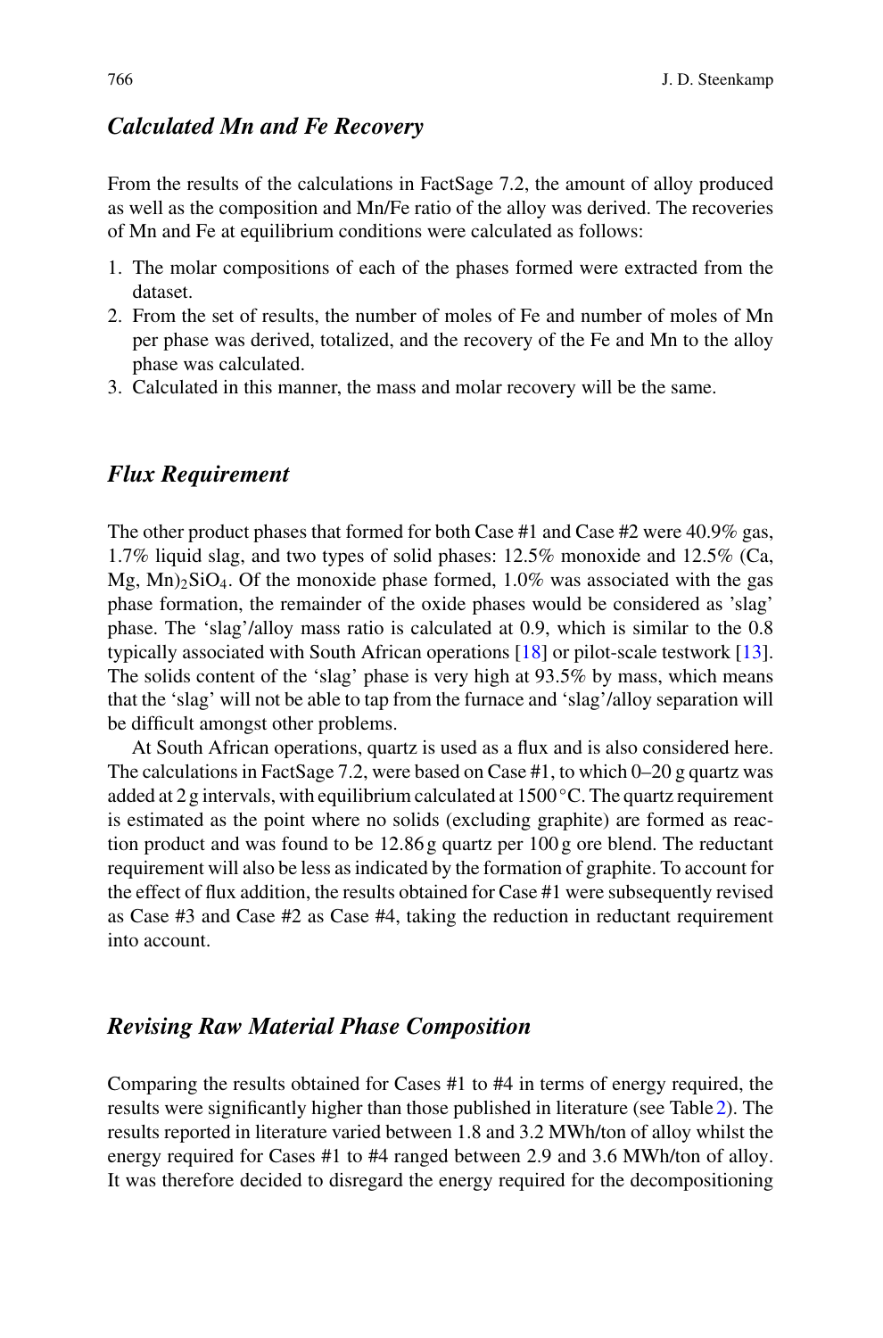### *Calculated Mn and Fe Recovery*

From the results of the calculations in FactSage 7.2, the amount of alloy produced as well as the composition and Mn/Fe ratio of the alloy was derived. The recoveries of Mn and Fe at equilibrium conditions were calculated as follows:

1. The molar compositions of each of the phases formed were extracted from the dataset.
2. From the set of results, the number of moles of Fe and number of moles of Mn per phase was derived, totalized, and the recovery of the Fe and Mn to the alloy phase was calculated.
3. Calculated in this manner, the mass and molar recovery will be the same.

### *Flux Requirement*

The other product phases that formed for both Case #1 and Case #2 were 40.9% gas, 1.7% liquid slag, and two types of solid phases: 12.5% monoxide and 12.5% (Ca, Mg, Mn)$_2$SiO$_4$. Of the monoxide phase formed, 1.0% was associated with the gas phase formation, the remainder of the oxide phases would be considered as 'slag' phase. The 'slag'/alloy mass ratio is calculated at 0.9, which is similar to the 0.8 typically associated with South African operations [18] or pilot-scale testwork [13]. The solids content of the 'slag' phase is very high at 93.5% by mass, which means that the 'slag' will not be able to tap from the furnace and 'slag'/alloy separation will be difficult amongst other problems.

At South African operations, quartz is used as a flux and is also considered here. The calculations in FactSage 7.2, were based on Case #1, to which 0–20 g quartz was added at 2 g intervals, with equilibrium calculated at 1500 °C. The quartz requirement is estimated as the point where no solids (excluding graphite) are formed as reaction product and was found to be 12.86 g quartz per 100 g ore blend. The reductant requirement will also be less as indicated by the formation of graphite. To account for the effect of flux addition, the results obtained for Case #1 were subsequently revised as Case #3 and Case #2 as Case #4, taking the reduction in reductant requirement into account.

### *Revising Raw Material Phase Composition*

Comparing the results obtained for Cases #1 to #4 in terms of energy required, the results were significantly higher than those published in literature (see Table 2). The results reported in literature varied between 1.8 and 3.2 MWh/ton of alloy whilst the energy required for Cases #1 to #4 ranged between 2.9 and 3.6 MWh/ton of alloy. It was therefore decided to disregard the energy required for the decompositioning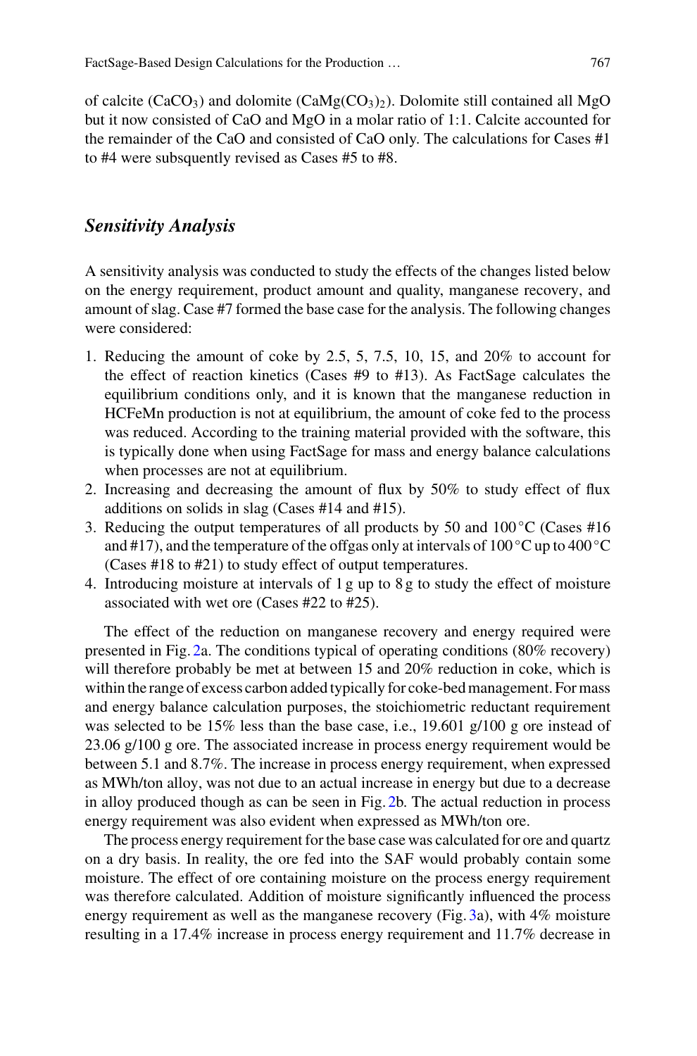of calcite ($CaCO_3$) and dolomite ($CaMg(CO_3)_2$). Dolomite still contained all MgO but it now consisted of CaO and MgO in a molar ratio of 1:1. Calcite accounted for the remainder of the CaO and consisted of CaO only. The calculations for Cases #1 to #4 were subsquently revised as Cases #5 to #8.

## *Sensitivity Analysis*

A sensitivity analysis was conducted to study the effects of the changes listed below on the energy requirement, product amount and quality, manganese recovery, and amount of slag. Case #7 formed the base case for the analysis. The following changes were considered:

1. Reducing the amount of coke by 2.5, 5, 7.5, 10, 15, and 20% to account for the effect of reaction kinetics (Cases #9 to #13). As FactSage calculates the equilibrium conditions only, and it is known that the manganese reduction in HCFeMn production is not at equilibrium, the amount of coke fed to the process was reduced. According to the training material provided with the software, this is typically done when using FactSage for mass and energy balance calculations when processes are not at equilibrium.
2. Increasing and decreasing the amount of flux by 50% to study effect of flux additions on solids in slag (Cases #14 and #15).
3. Reducing the output temperatures of all products by 50 and 100 °C (Cases #16 and #17), and the temperature of the offgas only at intervals of 100 °C up to 400 °C (Cases #18 to #21) to study effect of output temperatures.
4. Introducing moisture at intervals of 1 g up to 8 g to study the effect of moisture associated with wet ore (Cases #22 to #25).

The effect of the reduction on manganese recovery and energy required were presented in Fig. 2a. The conditions typical of operating conditions (80% recovery) will therefore probably be met at between 15 and 20% reduction in coke, which is within the range of excess carbon added typically for coke-bed management. For mass and energy balance calculation purposes, the stoichiometric reductant requirement was selected to be 15% less than the base case, i.e., 19.601 g/100 g ore instead of 23.06 g/100 g ore. The associated increase in process energy requirement would be between 5.1 and 8.7%. The increase in process energy requirement, when expressed as MWh/ton alloy, was not due to an actual increase in energy but due to a decrease in alloy produced though as can be seen in Fig. 2b. The actual reduction in process energy requirement was also evident when expressed as MWh/ton ore.

The process energy requirement for the base case was calculated for ore and quartz on a dry basis. In reality, the ore fed into the SAF would probably contain some moisture. The effect of ore containing moisture on the process energy requirement was therefore calculated. Addition of moisture significantly influenced the process energy requirement as well as the manganese recovery (Fig. 3a), with 4% moisture resulting in a 17.4% increase in process energy requirement and 11.7% decrease in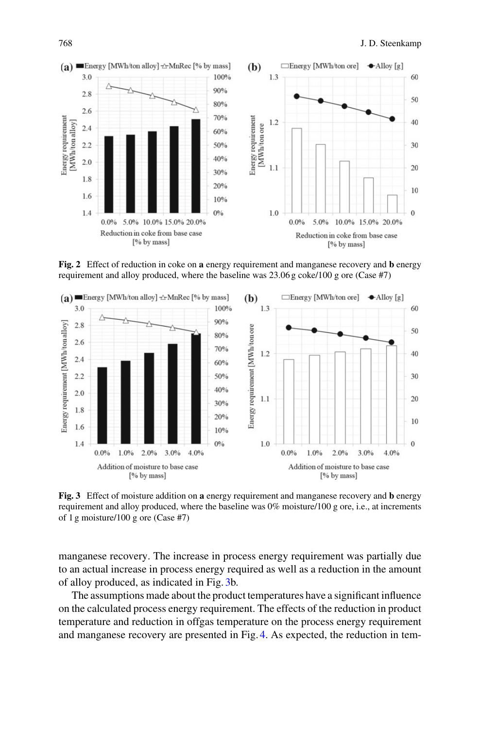**Fig. 2** Effect of reduction in coke on **a** energy requirement and manganese recovery and **b** energy requirement and alloy produced, where the baseline was 23.06 g coke/100 g ore (Case #7)

**Fig. 3** Effect of moisture addition on **a** energy requirement and manganese recovery and **b** energy requirement and alloy produced, where the baseline was 0% moisture/100 g ore, i.e., at increments of 1 g moisture/100 g ore (Case #7)

manganese recovery. The increase in process energy requirement was partially due to an actual increase in process energy required as well as a reduction in the amount of alloy produced, as indicated in Fig. 3b.

The assumptions made about the product temperatures have a significant influence on the calculated process energy requirement. The effects of the reduction in product temperature and reduction in offgas temperature on the process energy requirement and manganese recovery are presented in Fig. 4. As expected, the reduction in tem-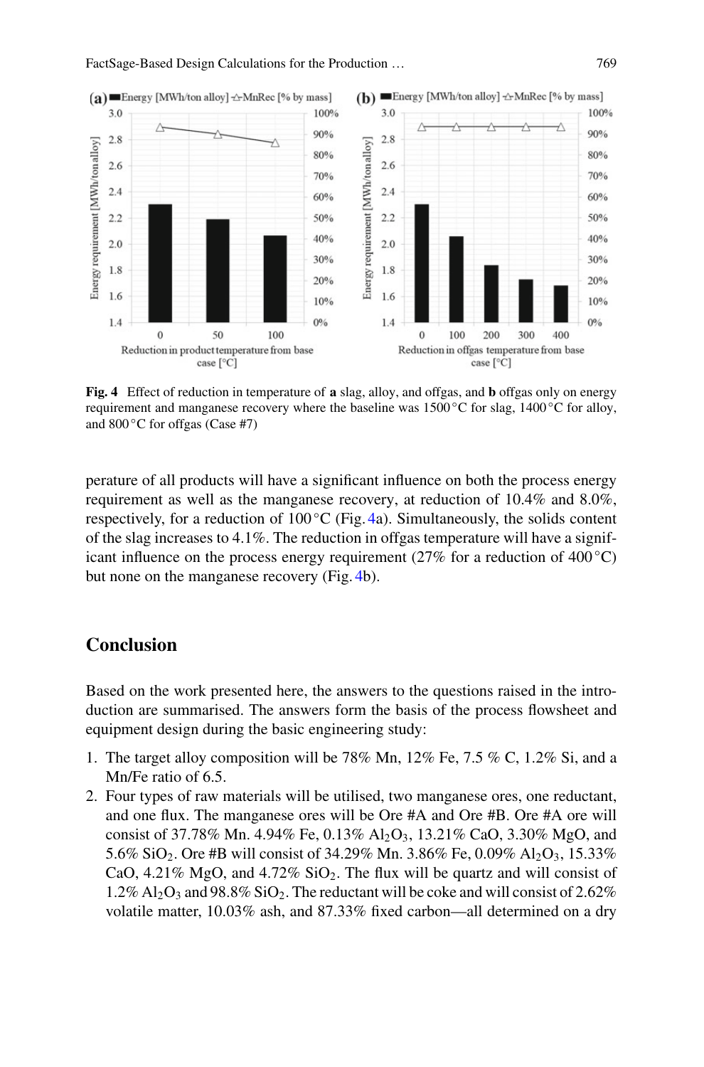Fig. 4 Effect of reduction in temperature of **a** slag, alloy, and offgas, and **b** offgas only on energy requirement and manganese recovery where the baseline was 1500 °C for slag, 1400 °C for alloy, and 800 °C for offgas (Case #7)

perature of all products will have a significant influence on both the process energy requirement as well as the manganese recovery, at reduction of 10.4% and 8.0%, respectively, for a reduction of 100 °C (Fig. 4a). Simultaneously, the solids content of the slag increases to 4.1%. The reduction in offgas temperature will have a significant influence on the process energy requirement (27% for a reduction of 400 °C) but none on the manganese recovery (Fig. 4b).

## Conclusion

Based on the work presented here, the answers to the questions raised in the introduction are summarised. The answers form the basis of the process flowsheet and equipment design during the basic engineering study:

1. The target alloy composition will be 78% Mn, 12% Fe, 7.5 % C, 1.2% Si, and a Mn/Fe ratio of 6.5.
2. Four types of raw materials will be utilised, two manganese ores, one reductant, and one flux. The manganese ores will be Ore #A and Ore #B. Ore #A ore will consist of 37.78% Mn. 4.94% Fe, 0.13% $Al_2O_3$, 13.21% CaO, 3.30% MgO, and 5.6% $SiO_2$. Ore #B will consist of 34.29% Mn. 3.86% Fe, 0.09% $Al_2O_3$, 15.33% CaO, 4.21% MgO, and 4.72% $SiO_2$. The flux will be quartz and will consist of 1.2% $Al_2O_3$ and 98.8% $SiO_2$. The reductant will be coke and will consist of 2.62% volatile matter, 10.03% ash, and 87.33% fixed carbon—all determined on a dry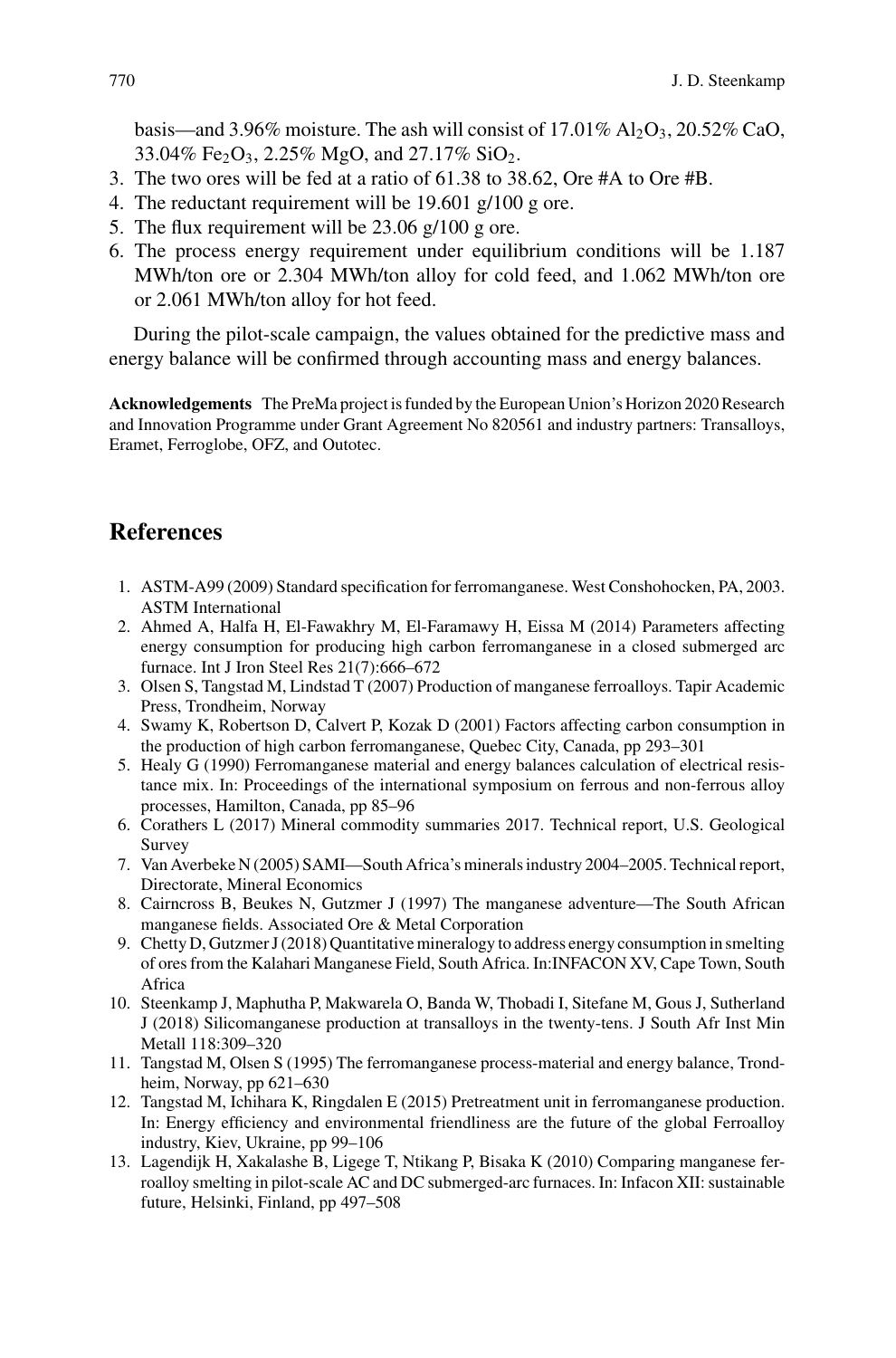basis—and 3.96% moisture. The ash will consist of 17.01% $Al_2O_3$, 20.52% CaO, 33.04% $Fe_2O_3$, 2.25% MgO, and 27.17% $SiO_2$.

3. The two ores will be fed at a ratio of 61.38 to 38.62, Ore #A to Ore #B.
4. The reductant requirement will be 19.601 g/100 g ore.
5. The flux requirement will be 23.06 g/100 g ore.
6. The process energy requirement under equilibrium conditions will be 1.187 MWh/ton ore or 2.304 MWh/ton alloy for cold feed, and 1.062 MWh/ton ore or 2.061 MWh/ton alloy for hot feed.

During the pilot-scale campaign, the values obtained for the predictive mass and energy balance will be confirmed through accounting mass and energy balances.

**Acknowledgements** The PreMa project is funded by the European Union's Horizon 2020 Research and Innovation Programme under Grant Agreement No 820561 and industry partners: Transalloys, Eramet, Ferroglobe, OFZ, and Outotec.

## References

1. ASTM-A99 (2009) Standard specification for ferromanganese. West Conshohocken, PA, 2003. ASTM International
2. Ahmed A, Halfa H, El-Fawakhry M, El-Faramawy H, Eissa M (2014) Parameters affecting energy consumption for producing high carbon ferromanganese in a closed submerged arc furnace. Int J Iron Steel Res 21(7):666–672
3. Olsen S, Tangstad M, Lindstad T (2007) Production of manganese ferroalloys. Tapir Academic Press, Trondheim, Norway
4. Swamy K, Robertson D, Calvert P, Kozak D (2001) Factors affecting carbon consumption in the production of high carbon ferromanganese, Quebec City, Canada, pp 293–301
5. Healy G (1990) Ferromanganese material and energy balances calculation of electrical resistance mix. In: Proceedings of the international symposium on ferrous and non-ferrous alloy processes, Hamilton, Canada, pp 85–96
6. Corathers L (2017) Mineral commodity summaries 2017. Technical report, U.S. Geological Survey
7. Van Averbeke N (2005) SAMI—South Africa's minerals industry 2004–2005. Technical report, Directorate, Mineral Economics
8. Cairncross B, Beukes N, Gutzmer J (1997) The manganese adventure—The South African manganese fields. Associated Ore & Metal Corporation
9. Chetty D, Gutzmer J (2018) Quantitative mineralogy to address energy consumption in smelting of ores from the Kalahari Manganese Field, South Africa. In:INFACON XV, Cape Town, South Africa
10. Steenkamp J, Maphutha P, Makwarela O, Banda W, Thobadi I, Sitefane M, Gous J, Sutherland J (2018) Silicomanganese production at transalloys in the twenty-tens. J South Afr Inst Min Metall 118:309–320
11. Tangstad M, Olsen S (1995) The ferromanganese process-material and energy balance, Trondheim, Norway, pp 621–630
12. Tangstad M, Ichihara K, Ringdalen E (2015) Pretreatment unit in ferromanganese production. In: Energy efficiency and environmental friendliness are the future of the global Ferroalloy industry, Kiev, Ukraine, pp 99–106
13. Lagendijk H, Xakalashe B, Ligege T, Ntikang P, Bisaka K (2010) Comparing manganese ferroalloy smelting in pilot-scale AC and DC submerged-arc furnaces. In: Infacon XII: sustainable future, Helsinki, Finland, pp 497–508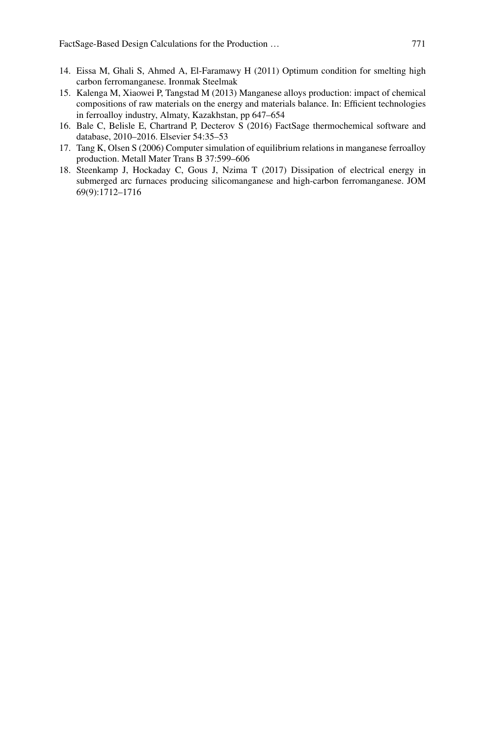14. Eissa M, Ghali S, Ahmed A, El-Faramawy H (2011) Optimum condition for smelting high carbon ferromanganese. Ironmak Steelmak
15. Kalenga M, Xiaowei P, Tangstad M (2013) Manganese alloys production: impact of chemical compositions of raw materials on the energy and materials balance. In: Efficient technologies in ferroalloy industry, Almaty, Kazakhstan, pp 647–654
16. Bale C, Belisle E, Chartrand P, Decterov S (2016) FactSage thermochemical software and database, 2010–2016. Elsevier 54:35–53
17. Tang K, Olsen S (2006) Computer simulation of equilibrium relations in manganese ferroalloy production. Metall Mater Trans B 37:599–606
18. Steenkamp J, Hockaday C, Gous J, Nzima T (2017) Dissipation of electrical energy in submerged arc furnaces producing silicomanganese and high-carbon ferromanganese. JOM 69(9):1712–1716